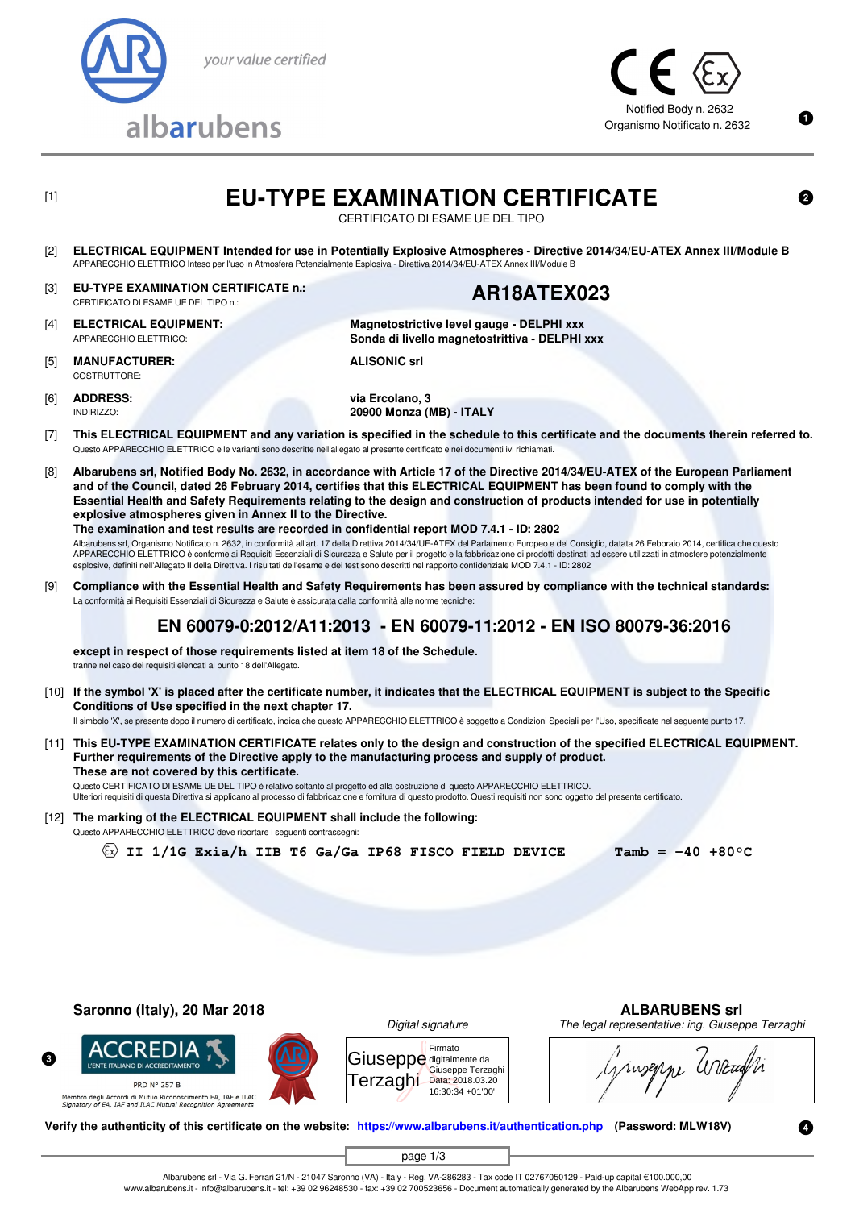albarubens

*your value certified*

Notified Body n. 2632
Organismo Notificato n. 2632

[1]

# EU-TYPE EXAMINATION CERTIFICATE

CERTIFICATO DI ESAME UE DEL TIPO

[2] **ELECTRICAL EQUIPMENT Intended for use in Potentially Explosive Atmospheres - Directive 2014/34/EU-ATEX Annex III/Module B**
APPARECCHIO ELETTRICO Inteso per l'uso in Atmosfera Potenzialmente Esplosiva - Direttiva 2014/34/EU-ATEX Annex III/Module B

[3] **EU-TYPE EXAMINATION CERTIFICATE n.:** **AR18ATEX023**
CERTIFICATO DI ESAME UE DEL TIPO n.:

[4] **ELECTRICAL EQUIPMENT:** **Magnetostrictive level gauge - DELPHI xxx**
APPARECCHIO ELETTRICO: **Sonda di livello magnetostrittiva - DELPHI xxx**

[5] **MANUFACTURER:** **ALISONIC srl**
COSTRUTTORE:

[6] **ADDRESS:** **via Ercolano, 3**
INDIRIZZO: **20900 Monza (MB) - ITALY**

[7] **This ELECTRICAL EQUIPMENT and any variation is specified in the schedule to this certificate and the documents therein referred to.**
Questo APPARECCHIO ELETTRICO e le varianti sono descritte nell'allegato al presente certificato e nei documenti ivi richiamati.

[8] **Albarubens srl, Notified Body No. 2632, in accordance with Article 17 of the Directive 2014/34/EU-ATEX of the European Parliament and of the Council, dated 26 February 2014, certifies that this ELECTRICAL EQUIPMENT has been found to comply with the Essential Health and Safety Requirements relating to the design and construction of products intended for use in potentially explosive atmospheres given in Annex II to the Directive.**
**The examination and test results are recorded in confidential report MOD 7.4.1 - ID: 2802**
Albarubens srl, Organismo Notificato n. 2632, in conformità all'art. 17 della Direttiva 2014/34/UE-ATEX del Parlamento Europeo e del Consiglio, datata 26 Febbraio 2014, certifica che questo APPARECCHIO ELETTRICO è conforme ai Requisiti Essenziali di Sicurezza e Salute per il progetto e la fabbricazione di prodotti destinati ad essere utilizzati in atmosfere potenzialmente esplosive, definiti nell'Allegato II della Direttiva. I risultati dell'esame e dei test sono descritti nel rapporto confidenziale MOD 7.4.1 - ID: 2802

[9] **Compliance with the Essential Health and Safety Requirements has been assured by compliance with the technical standards:**
La conformità ai Requisiti Essenziali di Sicurezza e Salute è assicurata dalla conformità alle norme tecniche:

## EN 60079-0:2012/A11:2013 - EN 60079-11:2012 - EN ISO 80079-36:2016

**except in respect of those requirements listed at item 18 of the Schedule.**
tranne nel caso dei requisiti elencati al punto 18 dell'Allegato.

[10] **If the symbol 'X' is placed after the certificate number, it indicates that the ELECTRICAL EQUIPMENT is subject to the Specific Conditions of Use specified in the next chapter 17.**
Il simbolo 'X', se presente dopo il numero di certificato, indica che questo APPARECCHIO ELETTRICO è soggetto a Condizioni Speciali per l'Uso, specificate nel seguente punto 17.

[11] **This EU-TYPE EXAMINATION CERTIFICATE relates only to the design and construction of the specified ELECTRICAL EQUIPMENT. Further requirements of the Directive apply to the manufacturing process and supply of product. These are not covered by this certificate.**
Questo CERTIFICATO DI ESAME UE DEL TIPO è relativo soltanto al progetto ed alla costruzione di questo APPARECCHIO ELETTRICO.
Ulteriori requisiti di questa Direttiva si applicano al processo di fabbricazione e fornitura di questo prodotto. Questi requisiti non sono oggetto del presente certificato.

[12] **The marking of the ELECTRICAL EQUIPMENT shall include the following:**
Questo APPARECCHIO ELETTRICO deve riportare i seguenti contrassegni:

**Ex II 1/1G Exia/h IIB T6 Ga/Ga IP68 FISCO FIELD DEVICE     Tamb = -40 +80°C**

**Saronno (Italy), 20 Mar 2018**

ACCREDIA
L'ENTE ITALIANO DI ACCREDITAMENTO
PRD N° 257 B
Membro degli Accordi di Mutuo Riconoscimento EA, IAF e ILAC
*Signatory of EA, IAF and ILAC Mutual Recognition Agreements*

*Digital signature*

Giuseppe Terzaghi — Firmato digitalmente da Giuseppe Terzaghi
Data: 2018.03.20 16:30:34 +01'00'

**ALBARUBENS srl**
*The legal representative: ing. Giuseppe Terzaghi*

**Verify the authenticity of this certificate on the website: https://www.albarubens.it/authentication.php (Password: MLW18V)**

Albarubens srl - Via G. Ferrari 21/N - 21047 Saronno (VA) - Italy - Reg. VA-286283 - Tax code IT 02767050129 - Paid-up capital €100.000,00
www.albarubens.it - info@albarubens.it - tel: +39 02 96248530 - fax: +39 02 700523656 - Document automatically generated by the Albarubens WebApp rev. 1.73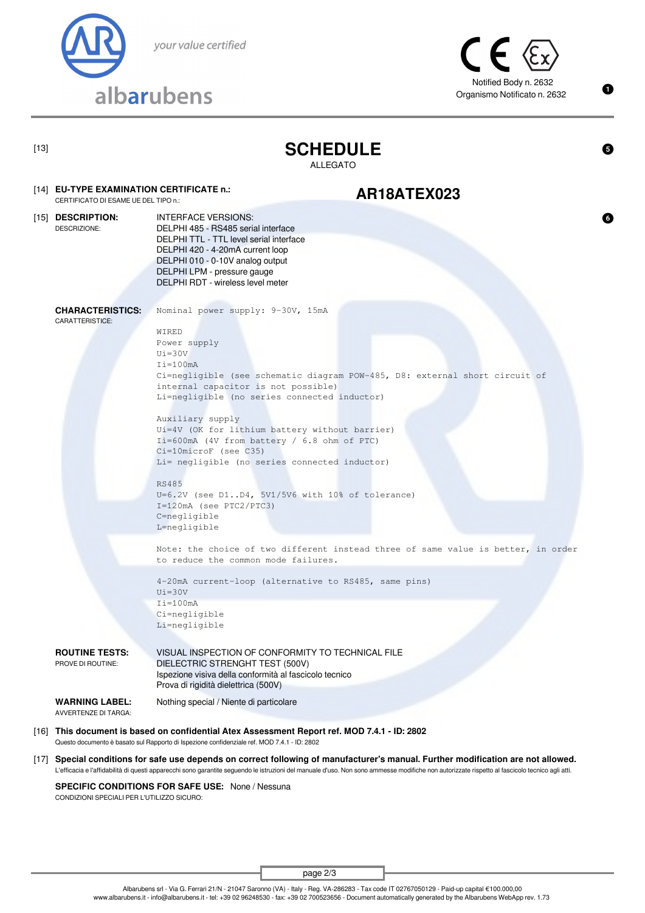albarubens — your value certified

Notified Body n. 2632
Organismo Notificato n. 2632

[13]

# SCHEDULE
ALLEGATO

[14] **EU-TYPE EXAMINATION CERTIFICATE n.:** **AR18ATEX023**
CERTIFICATO DI ESAME UE DEL TIPO n.:

[15] **DESCRIPTION:**
DESCRIZIONE:

INTERFACE VERSIONS:
DELPHI 485 - RS485 serial interface
DELPHI TTL - TTL level serial interface
DELPHI 420 - 4-20mA current loop
DELPHI 010 - 0-10V analog output
DELPHI LPM - pressure gauge
DELPHI RDT - wireless level meter

**CHARACTERISTICS:**
CARATTERISTICE:

```
Nominal power supply: 9-30V, 15mA

WIRED
Power supply
Ui=30V
Ii=100mA
Ci=negligible (see schematic diagram POW-485, D8: external short circuit of
internal capacitor is not possible)
Li=negligible (no series connected inductor)

Auxiliary supply
Ui=4V (OK for lithium battery without barrier)
Ii=600mA (4V from battery / 6.8 ohm of PTC)
Ci=10microF (see C35)
Li= negligible (no series connected inductor)

RS485
U=6.2V (see D1..D4, 5V1/5V6 with 10% of tolerance)
I=120mA (see PTC2/PTC3)
C=negligible
L=negligible

Note: the choice of two different instead three of same value is better, in order
to reduce the common mode failures.

4-20mA current-loop (alternative to RS485, same pins)
Ui=30V
Ii=100mA
Ci=negligible
Li=negligible
```

**ROUTINE TESTS:**
PROVE DI ROUTINE:

VISUAL INSPECTION OF CONFORMITY TO TECHNICAL FILE
DIELECTRIC STRENGHT TEST (500V)
Ispezione visiva della conformità al fascicolo tecnico
Prova di rigidità dielettrica (500V)

**WARNING LABEL:**
AVVERTENZE DI TARGA:

Nothing special / Niente di particolare

[16] **This document is based on confidential Atex Assessment Report ref. MOD 7.4.1 - ID: 2802**
Questo documento è basato sul Rapporto di Ispezione confidenziale ref. MOD 7.4.1 - ID: 2802

[17] **Special conditions for safe use depends on correct following of manufacturer's manual. Further modification are not allowed.**
L'efficacia e l'affidabilità di questi apparecchi sono garantite seguendo le istruzioni del manuale d'uso. Non sono ammesse modifiche non autorizzate rispetto al fascicolo tecnico agli atti.

**SPECIFIC CONDITIONS FOR SAFE USE:** None / Nessuna
CONDIZIONI SPECIALI PER L'UTILIZZO SICURO:

Albarubens srl - Via G. Ferrari 21/N - 21047 Saronno (VA) - Italy - Reg. VA-286283 - Tax code IT 02767050129 - Paid-up capital €100.000,00
www.albarubens.it - info@albarubens.it - tel: +39 02 96248530 - fax: +39 02 700523656 - Document automatically generated by the Albarubens WebApp rev. 1.73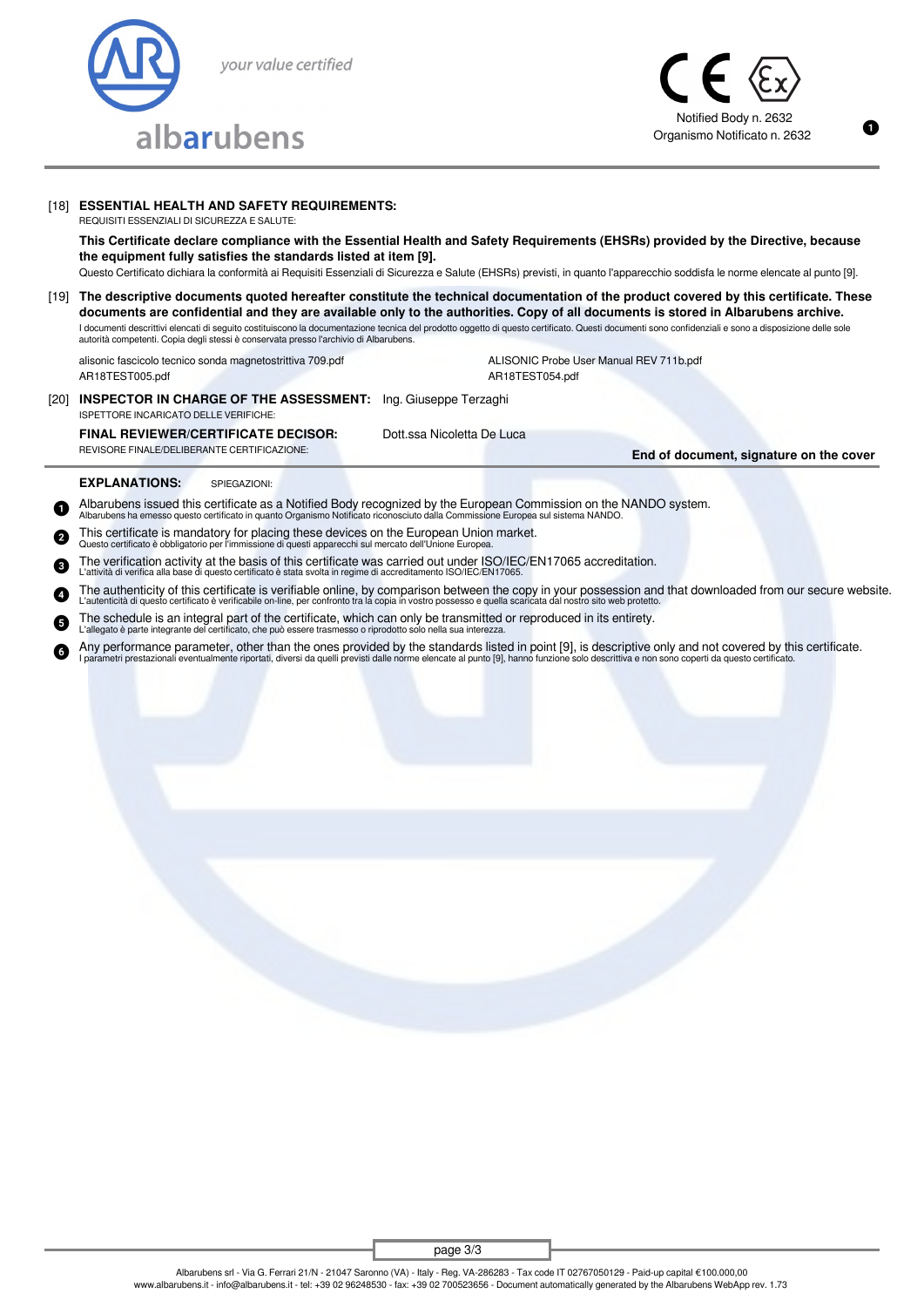[18] **ESSENTIAL HEALTH AND SAFETY REQUIREMENTS:**
REQUISITI ESSENZIALI DI SICUREZZA E SALUTE:

**This Certificate declare compliance with the Essential Health and Safety Requirements (EHSRs) provided by the Directive, because the equipment fully satisfies the standards listed at item [9].**
Questo Certificato dichiara la conformità ai Requisiti Essenziali di Sicurezza e Salute (EHSRs) previsti, in quanto l'apparecchio soddisfa le norme elencate al punto [9].

[19] **The descriptive documents quoted hereafter constitute the technical documentation of the product covered by this certificate. These documents are confidential and they are available only to the authorities. Copy of all documents is stored in Albarubens archive.**
I documenti descrittivi elencati di seguito costituiscono la documentazione tecnica del prodotto oggetto di questo certificato. Questi documenti sono confidenziali e sono a disposizione delle sole autorità competenti. Copia degli stessi è conservata presso l'archivio di Albarubens.

alisonic fascicolo tecnico sonda magnetostrittiva 709.pdf
ALISONIC Probe User Manual REV 711b.pdf
AR18TEST005.pdf
AR18TEST054.pdf

[20] **INSPECTOR IN CHARGE OF THE ASSESSMENT:** Ing. Giuseppe Terzaghi
ISPETTORE INCARICATO DELLE VERIFICHE:

**FINAL REVIEWER/CERTIFICATE DECISOR:** Dott.ssa Nicoletta De Luca
REVISORE FINALE/DELIBERANTE CERTIFICAZIONE:

**End of document, signature on the cover**

**EXPLANATIONS:** SPIEGAZIONI:

1. Albarubens issued this certificate as a Notified Body recognized by the European Commission on the NANDO system.
   Albarubens ha emesso questo certificato in quanto Organismo Notificato riconosciuto dalla Commissione Europea sul sistema NANDO.
2. This certificate is mandatory for placing these devices on the European Union market.
   Questo certificato è obbligatorio per l'immissione di questi apparecchi sul mercato dell'Unione Europea.
3. The verification activity at the basis of this certificate was carried out under ISO/IEC/EN17065 accreditation.
   L'attività di verifica alla base di questo certificato è stata svolta in regime di accreditamento ISO/IEC/EN17065.
4. The authenticity of this certificate is verifiable online, by comparison between the copy in your possession and that downloaded from our secure website.
   L'autenticità di questo certificato è verificabile on-line, per confronto tra la copia in vostro possesso e quella scaricata dal nostro sito web protetto.
5. The schedule is an integral part of the certificate, which can only be transmitted or reproduced in its entirety.
   L'allegato è parte integrante del certificato, che può essere trasmesso o riprodotto solo nella sua interezza.
6. Any performance parameter, other than the ones provided by the standards listed in point [9], is descriptive only and not covered by this certificate.
   I parametri prestazionali eventualmente riportati, diversi da quelli previsti dalle norme elencate al punto [9], hanno funzione solo descrittiva e non sono coperti da questo certificato.